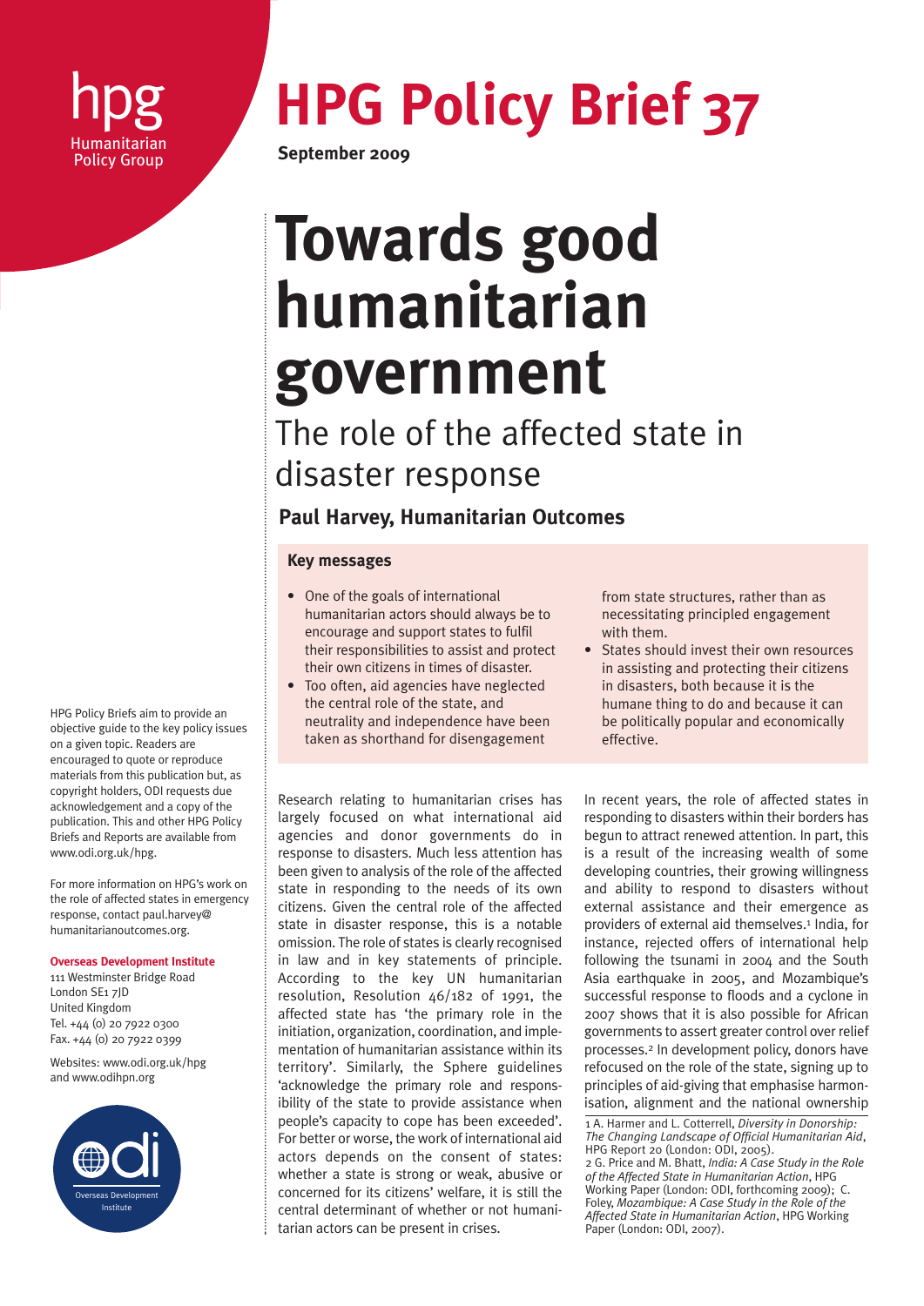hpg
Humanitarian Policy Group

# HPG Policy Brief 37

**September 2009**

# Towards good humanitarian government

## The role of the affected state in disaster response

**Paul Harvey, Humanitarian Outcomes**

### Key messages

- One of the goals of international humanitarian actors should always be to encourage and support states to fulfil their responsibilities to assist and protect their own citizens in times of disaster.
- Too often, aid agencies have neglected the central role of the state, and neutrality and independence have been taken as shorthand for disengagement from state structures, rather than as necessitating principled engagement with them.
- States should invest their own resources in assisting and protecting their citizens in disasters, both because it is the humane thing to do and because it can be politically popular and economically effective.

HPG Policy Briefs aim to provide an objective guide to the key policy issues on a given topic. Readers are encouraged to quote or reproduce materials from this publication but, as copyright holders, ODI requests due acknowledgement and a copy of the publication. This and other HPG Policy Briefs and Reports are available from www.odi.org.uk/hpg.

For more information on HPG's work on the role of affected states in emergency response, contact paul.harvey@humanitarianoutcomes.org.

**Overseas Development Institute**
111 Westminster Bridge Road
London SE1 7JD
United Kingdom
Tel. +44 (0) 20 7922 0300
Fax. +44 (0) 20 7922 0399

Websites: www.odi.org.uk/hpg and www.odihpn.org

Research relating to humanitarian crises has largely focused on what international aid agencies and donor governments do in response to disasters. Much less attention has been given to analysis of the role of the affected state in responding to the needs of its own citizens. Given the central role of the affected state in disaster response, this is a notable omission. The role of states is clearly recognised in law and in key statements of principle. According to the key UN humanitarian resolution, Resolution 46/182 of 1991, the affected state has 'the primary role in the initiation, organization, coordination, and implementation of humanitarian assistance within its territory'. Similarly, the Sphere guidelines 'acknowledge the primary role and responsibility of the state to provide assistance when people's capacity to cope has been exceeded'. For better or worse, the work of international aid actors depends on the consent of states: whether a state is strong or weak, abusive or concerned for its citizens' welfare, it is still the central determinant of whether or not humanitarian actors can be present in crises.

In recent years, the role of affected states in responding to disasters within their borders has begun to attract renewed attention. In part, this is a result of the increasing wealth of some developing countries, their growing willingness and ability to respond to disasters without external assistance and their emergence as providers of external aid themselves.[1] India, for instance, rejected offers of international help following the tsunami in 2004 and the South Asia earthquake in 2005, and Mozambique's successful response to floods and a cyclone in 2007 shows that it is also possible for African governments to assert greater control over relief processes.[2] In development policy, donors have refocused on the role of the state, signing up to principles of aid-giving that emphasise harmonisation, alignment and the national ownership

1 A. Harmer and L. Cotterrell, *Diversity in Donorship: The Changing Landscape of Official Humanitarian Aid*, HPG Report 20 (London: ODI, 2005).
2 G. Price and M. Bhatt, *India: A Case Study in the Role of the Affected State in Humanitarian Action*, HPG Working Paper (London: ODI, forthcoming 2009); C. Foley, *Mozambique: A Case Study in the Role of the Affected State in Humanitarian Action*, HPG Working Paper (London: ODI, 2007).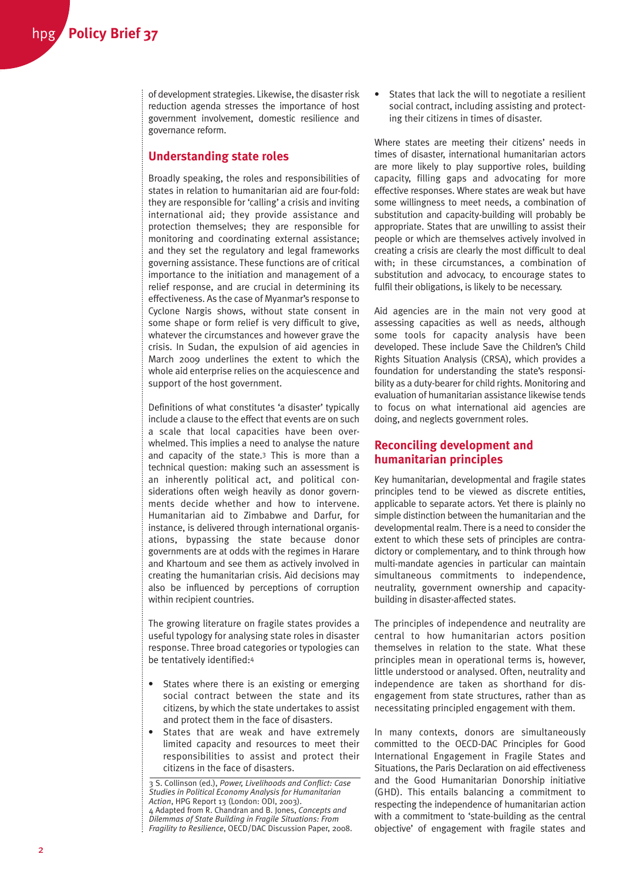of development strategies. Likewise, the disaster risk reduction agenda stresses the importance of host government involvement, domestic resilience and governance reform.

## Understanding state roles

Broadly speaking, the roles and responsibilities of states in relation to humanitarian aid are four-fold: they are responsible for 'calling' a crisis and inviting international aid; they provide assistance and protection themselves; they are responsible for monitoring and coordinating external assistance; and they set the regulatory and legal frameworks governing assistance. These functions are of critical importance to the initiation and management of a relief response, and are crucial in determining its effectiveness. As the case of Myanmar's response to Cyclone Nargis shows, without state consent in some shape or form relief is very difficult to give, whatever the circumstances and however grave the crisis. In Sudan, the expulsion of aid agencies in March 2009 underlines the extent to which the whole aid enterprise relies on the acquiescence and support of the host government.

Definitions of what constitutes 'a disaster' typically include a clause to the effect that events are on such a scale that local capacities have been overwhelmed. This implies a need to analyse the nature and capacity of the state.[3] This is more than a technical question: making such an assessment is an inherently political act, and political considerations often weigh heavily as donor governments decide whether and how to intervene. Humanitarian aid to Zimbabwe and Darfur, for instance, is delivered through international organisations, bypassing the state because donor governments are at odds with the regimes in Harare and Khartoum and see them as actively involved in creating the humanitarian crisis. Aid decisions may also be influenced by perceptions of corruption within recipient countries.

The growing literature on fragile states provides a useful typology for analysing state roles in disaster response. Three broad categories or typologies can be tentatively identified:[4]

- States where there is an existing or emerging social contract between the state and its citizens, by which the state undertakes to assist and protect them in the face of disasters.
- States that are weak and have extremely limited capacity and resources to meet their responsibilities to assist and protect their citizens in the face of disasters.
- States that lack the will to negotiate a resilient social contract, including assisting and protecting their citizens in times of disaster.

Where states are meeting their citizens' needs in times of disaster, international humanitarian actors are more likely to play supportive roles, building capacity, filling gaps and advocating for more effective responses. Where states are weak but have some willingness to meet needs, a combination of substitution and capacity-building will probably be appropriate. States that are unwilling to assist their people or which are themselves actively involved in creating a crisis are clearly the most difficult to deal with; in these circumstances, a combination of substitution and advocacy, to encourage states to fulfil their obligations, is likely to be necessary.

Aid agencies are in the main not very good at assessing capacities as well as needs, although some tools for capacity analysis have been developed. These include Save the Children's Child Rights Situation Analysis (CRSA), which provides a foundation for understanding the state's responsibility as a duty-bearer for child rights. Monitoring and evaluation of humanitarian assistance likewise tends to focus on what international aid agencies are doing, and neglects government roles.

## Reconciling development and humanitarian principles

Key humanitarian, developmental and fragile states principles tend to be viewed as discrete entities, applicable to separate actors. Yet there is plainly no simple distinction between the humanitarian and the developmental realm. There is a need to consider the extent to which these sets of principles are contradictory or complementary, and to think through how multi-mandate agencies in particular can maintain simultaneous commitments to independence, neutrality, government ownership and capacity-building in disaster-affected states.

The principles of independence and neutrality are central to how humanitarian actors position themselves in relation to the state. What these principles mean in operational terms is, however, little understood or analysed. Often, neutrality and independence are taken as shorthand for disengagement from state structures, rather than as necessitating principled engagement with them.

In many contexts, donors are simultaneously committed to the OECD-DAC Principles for Good International Engagement in Fragile States and Situations, the Paris Declaration on aid effectiveness and the Good Humanitarian Donorship initiative (GHD). This entails balancing a commitment to respecting the independence of humanitarian action with a commitment to 'state-building as the central objective' of engagement with fragile states and

---

3 S. Collinson (ed.), *Power, Livelihoods and Conflict: Case Studies in Political Economy Analysis for Humanitarian Action*, HPG Report 13 (London: ODI, 2003).

4 Adapted from R. Chandran and B. Jones, *Concepts and Dilemmas of State Building in Fragile Situations: From Fragility to Resilience*, OECD/DAC Discussion Paper, 2008.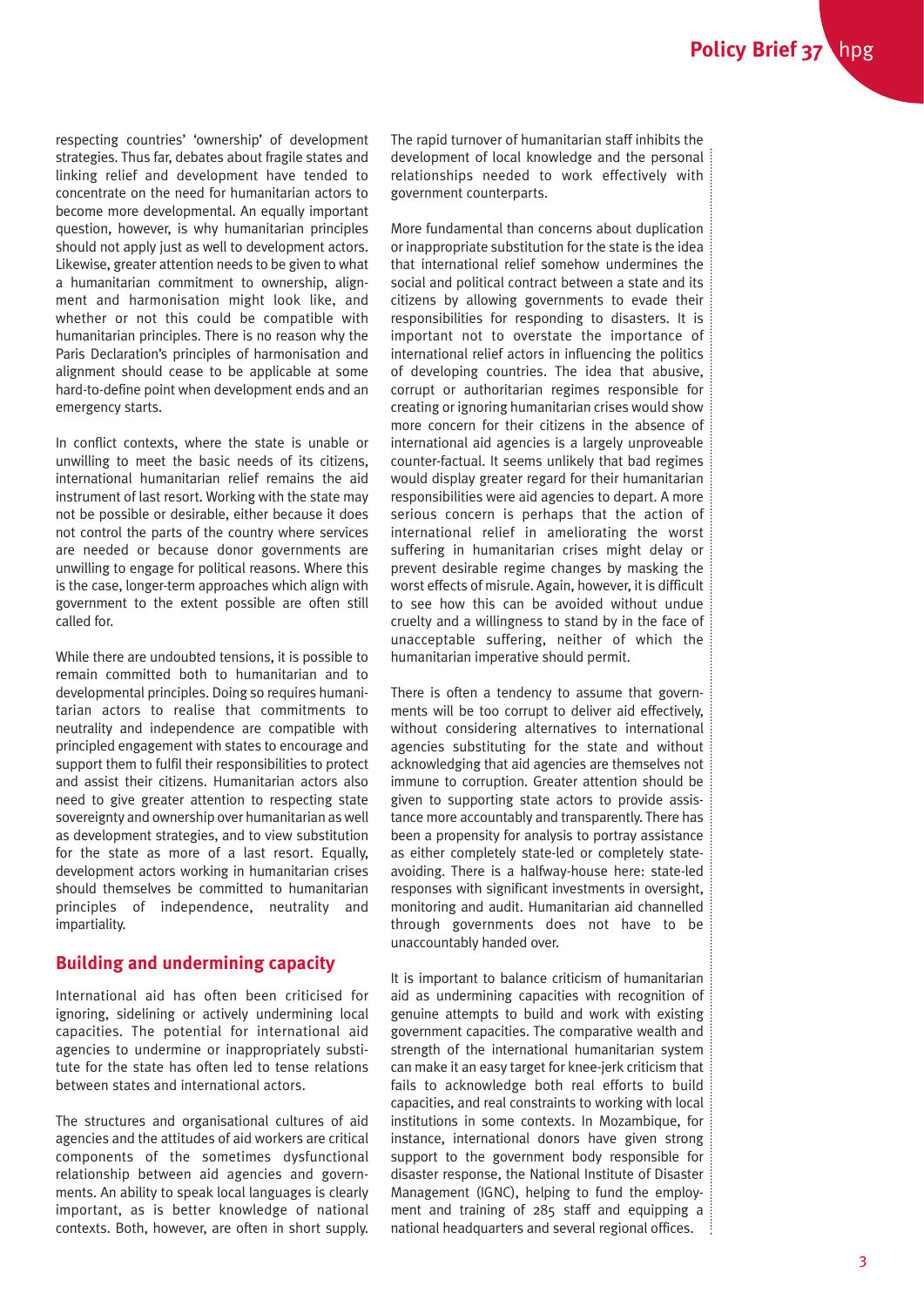respecting countries' 'ownership' of development strategies. Thus far, debates about fragile states and linking relief and development have tended to concentrate on the need for humanitarian actors to become more developmental. An equally important question, however, is why humanitarian principles should not apply just as well to development actors. Likewise, greater attention needs to be given to what a humanitarian commitment to ownership, alignment and harmonisation might look like, and whether or not this could be compatible with humanitarian principles. There is no reason why the Paris Declaration's principles of harmonisation and alignment should cease to be applicable at some hard-to-define point when development ends and an emergency starts.

In conflict contexts, where the state is unable or unwilling to meet the basic needs of its citizens, international humanitarian relief remains the aid instrument of last resort. Working with the state may not be possible or desirable, either because it does not control the parts of the country where services are needed or because donor governments are unwilling to engage for political reasons. Where this is the case, longer-term approaches which align with government to the extent possible are often still called for.

While there are undoubted tensions, it is possible to remain committed both to humanitarian and to developmental principles. Doing so requires humanitarian actors to realise that commitments to neutrality and independence are compatible with principled engagement with states to encourage and support them to fulfil their responsibilities to protect and assist their citizens. Humanitarian actors also need to give greater attention to respecting state sovereignty and ownership over humanitarian as well as development strategies, and to view substitution for the state as more of a last resort. Equally, development actors working in humanitarian crises should themselves be committed to humanitarian principles of independence, neutrality and impartiality.

## Building and undermining capacity

International aid has often been criticised for ignoring, sidelining or actively undermining local capacities. The potential for international aid agencies to undermine or inappropriately substitute for the state has often led to tense relations between states and international actors.

The structures and organisational cultures of aid agencies and the attitudes of aid workers are critical components of the sometimes dysfunctional relationship between aid agencies and governments. An ability to speak local languages is clearly important, as is better knowledge of national contexts. Both, however, are often in short supply. The rapid turnover of humanitarian staff inhibits the development of local knowledge and the personal relationships needed to work effectively with government counterparts.

More fundamental than concerns about duplication or inappropriate substitution for the state is the idea that international relief somehow undermines the social and political contract between a state and its citizens by allowing governments to evade their responsibilities for responding to disasters. It is important not to overstate the importance of international relief actors in influencing the politics of developing countries. The idea that abusive, corrupt or authoritarian regimes responsible for creating or ignoring humanitarian crises would show more concern for their citizens in the absence of international aid agencies is a largely unproveable counter-factual. It seems unlikely that bad regimes would display greater regard for their humanitarian responsibilities were aid agencies to depart. A more serious concern is perhaps that the action of international relief in ameliorating the worst suffering in humanitarian crises might delay or prevent desirable regime changes by masking the worst effects of misrule. Again, however, it is difficult to see how this can be avoided without undue cruelty and a willingness to stand by in the face of unacceptable suffering, neither of which the humanitarian imperative should permit.

There is often a tendency to assume that governments will be too corrupt to deliver aid effectively, without considering alternatives to international agencies substituting for the state and without acknowledging that aid agencies are themselves not immune to corruption. Greater attention should be given to supporting state actors to provide assistance more accountably and transparently. There has been a propensity for analysis to portray assistance as either completely state-led or completely state-avoiding. There is a halfway-house here: state-led responses with significant investments in oversight, monitoring and audit. Humanitarian aid channelled through governments does not have to be unaccountably handed over.

It is important to balance criticism of humanitarian aid as undermining capacities with recognition of genuine attempts to build and work with existing government capacities. The comparative wealth and strength of the international humanitarian system can make it an easy target for knee-jerk criticism that fails to acknowledge both real efforts to build capacities, and real constraints to working with local institutions in some contexts. In Mozambique, for instance, international donors have given strong support to the government body responsible for disaster response, the National Institute of Disaster Management (IGNC), helping to fund the employment and training of 285 staff and equipping a national headquarters and several regional offices.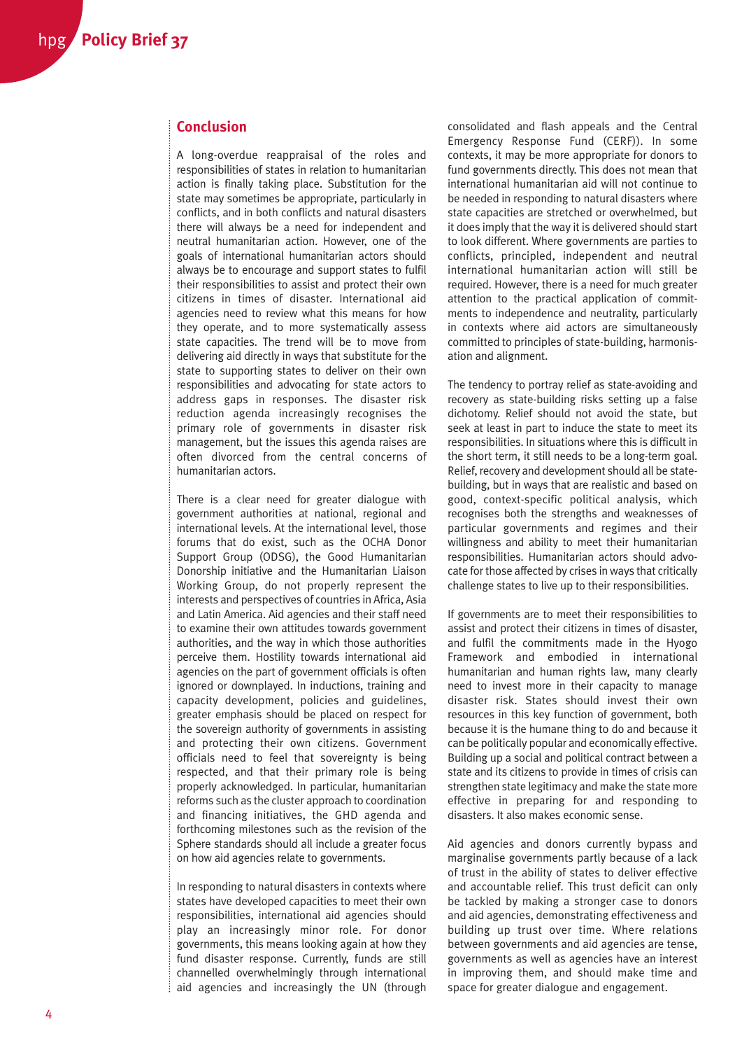## Conclusion

A long-overdue reappraisal of the roles and responsibilities of states in relation to humanitarian action is finally taking place. Substitution for the state may sometimes be appropriate, particularly in conflicts, and in both conflicts and natural disasters there will always be a need for independent and neutral humanitarian action. However, one of the goals of international humanitarian actors should always be to encourage and support states to fulfil their responsibilities to assist and protect their own citizens in times of disaster. International aid agencies need to review what this means for how they operate, and to more systematically assess state capacities. The trend will be to move from delivering aid directly in ways that substitute for the state to supporting states to deliver on their own responsibilities and advocating for state actors to address gaps in responses. The disaster risk reduction agenda increasingly recognises the primary role of governments in disaster risk management, but the issues this agenda raises are often divorced from the central concerns of humanitarian actors.

There is a clear need for greater dialogue with government authorities at national, regional and international levels. At the international level, those forums that do exist, such as the OCHA Donor Support Group (ODSG), the Good Humanitarian Donorship initiative and the Humanitarian Liaison Working Group, do not properly represent the interests and perspectives of countries in Africa, Asia and Latin America. Aid agencies and their staff need to examine their own attitudes towards government authorities, and the way in which those authorities perceive them. Hostility towards international aid agencies on the part of government officials is often ignored or downplayed. In inductions, training and capacity development, policies and guidelines, greater emphasis should be placed on respect for the sovereign authority of governments in assisting and protecting their own citizens. Government officials need to feel that sovereignty is being respected, and that their primary role is being properly acknowledged. In particular, humanitarian reforms such as the cluster approach to coordination and financing initiatives, the GHD agenda and forthcoming milestones such as the revision of the Sphere standards should all include a greater focus on how aid agencies relate to governments.

In responding to natural disasters in contexts where states have developed capacities to meet their own responsibilities, international aid agencies should play an increasingly minor role. For donor governments, this means looking again at how they fund disaster response. Currently, funds are still channelled overwhelmingly through international aid agencies and increasingly the UN (through consolidated and flash appeals and the Central Emergency Response Fund (CERF)). In some contexts, it may be more appropriate for donors to fund governments directly. This does not mean that international humanitarian aid will not continue to be needed in responding to natural disasters where state capacities are stretched or overwhelmed, but it does imply that the way it is delivered should start to look different. Where governments are parties to conflicts, principled, independent and neutral international humanitarian action will still be required. However, there is a need for much greater attention to the practical application of commitments to independence and neutrality, particularly in contexts where aid actors are simultaneously committed to principles of state-building, harmonisation and alignment.

The tendency to portray relief as state-avoiding and recovery as state-building risks setting up a false dichotomy. Relief should not avoid the state, but seek at least in part to induce the state to meet its responsibilities. In situations where this is difficult in the short term, it still needs to be a long-term goal. Relief, recovery and development should all be state-building, but in ways that are realistic and based on good, context-specific political analysis, which recognises both the strengths and weaknesses of particular governments and regimes and their willingness and ability to meet their humanitarian responsibilities. Humanitarian actors should advocate for those affected by crises in ways that critically challenge states to live up to their responsibilities.

If governments are to meet their responsibilities to assist and protect their citizens in times of disaster, and fulfil the commitments made in the Hyogo Framework and embodied in international humanitarian and human rights law, many clearly need to invest more in their capacity to manage disaster risk. States should invest their own resources in this key function of government, both because it is the humane thing to do and because it can be politically popular and economically effective. Building up a social and political contract between a state and its citizens to provide in times of crisis can strengthen state legitimacy and make the state more effective in preparing for and responding to disasters. It also makes economic sense.

Aid agencies and donors currently bypass and marginalise governments partly because of a lack of trust in the ability of states to deliver effective and accountable relief. This trust deficit can only be tackled by making a stronger case to donors and aid agencies, demonstrating effectiveness and building up trust over time. Where relations between governments and aid agencies are tense, governments as well as agencies have an interest in improving them, and should make time and space for greater dialogue and engagement.